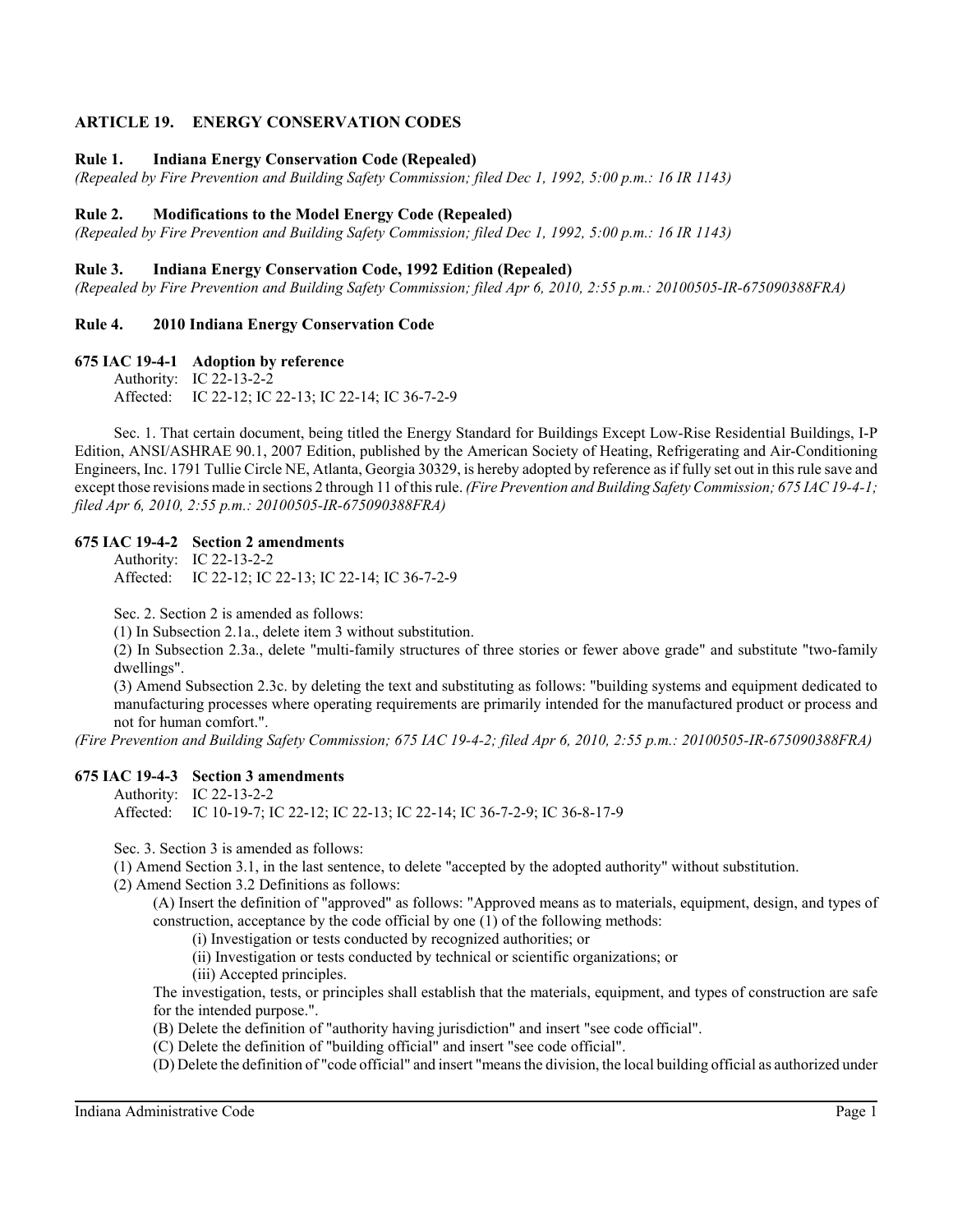## ARTICLE 19. ENERGY CONSERVATION CODES

### Rule 1. Indiana Energy Conservation Code (Repealed)

*(Repealed by Fire Prevention and Building Safety Commission; filed Dec 1, 1992, 5:00 p.m.: 16 IR 1143)*

### Rule 2. Modifications to the Model Energy Code (Repealed)

*(Repealed by Fire Prevention and Building Safety Commission; filed Dec 1, 1992, 5:00 p.m.: 16 IR 1143)*

### Rule 3. Indiana Energy Conservation Code, 1992 Edition (Repealed)

*(Repealed by Fire Prevention and Building Safety Commission; filed Apr 6, 2010, 2:55 p.m.: 20100505-IR-675090388FRA)*

### Rule 4. 2010 Indiana Energy Conservation Code

#### 675 IAC 19-4-1 Adoption by reference

Authority: IC 22-13-2-2
Affected: IC 22-12; IC 22-13; IC 22-14; IC 36-7-2-9

Sec. 1. That certain document, being titled the Energy Standard for Buildings Except Low-Rise Residential Buildings, I-P Edition, ANSI/ASHRAE 90.1, 2007 Edition, published by the American Society of Heating, Refrigerating and Air-Conditioning Engineers, Inc. 1791 Tullie Circle NE, Atlanta, Georgia 30329, is hereby adopted by reference as if fully set out in this rule save and except those revisions made in sections 2 through 11 of this rule. *(Fire Prevention and Building Safety Commission; 675 IAC 19-4-1; filed Apr 6, 2010, 2:55 p.m.: 20100505-IR-675090388FRA)*

#### 675 IAC 19-4-2 Section 2 amendments

Authority: IC 22-13-2-2
Affected: IC 22-12; IC 22-13; IC 22-14; IC 36-7-2-9

Sec. 2. Section 2 is amended as follows:

(1) In Subsection 2.1a., delete item 3 without substitution.

(2) In Subsection 2.3a., delete "multi-family structures of three stories or fewer above grade" and substitute "two-family dwellings".

(3) Amend Subsection 2.3c. by deleting the text and substituting as follows: "building systems and equipment dedicated to manufacturing processes where operating requirements are primarily intended for the manufactured product or process and not for human comfort.".

*(Fire Prevention and Building Safety Commission; 675 IAC 19-4-2; filed Apr 6, 2010, 2:55 p.m.: 20100505-IR-675090388FRA)*

#### 675 IAC 19-4-3 Section 3 amendments

Authority: IC 22-13-2-2
Affected: IC 10-19-7; IC 22-12; IC 22-13; IC 22-14; IC 36-7-2-9; IC 36-8-17-9

Sec. 3. Section 3 is amended as follows:

(1) Amend Section 3.1, in the last sentence, to delete "accepted by the adopted authority" without substitution.

(2) Amend Section 3.2 Definitions as follows:

(A) Insert the definition of "approved" as follows: "Approved means as to materials, equipment, design, and types of construction, acceptance by the code official by one (1) of the following methods:

(i) Investigation or tests conducted by recognized authorities; or

(ii) Investigation or tests conducted by technical or scientific organizations; or

(iii) Accepted principles.

The investigation, tests, or principles shall establish that the materials, equipment, and types of construction are safe for the intended purpose.".

(B) Delete the definition of "authority having jurisdiction" and insert "see code official".

(C) Delete the definition of "building official" and insert "see code official".

(D) Delete the definition of "code official" and insert "means the division, the local building official as authorized under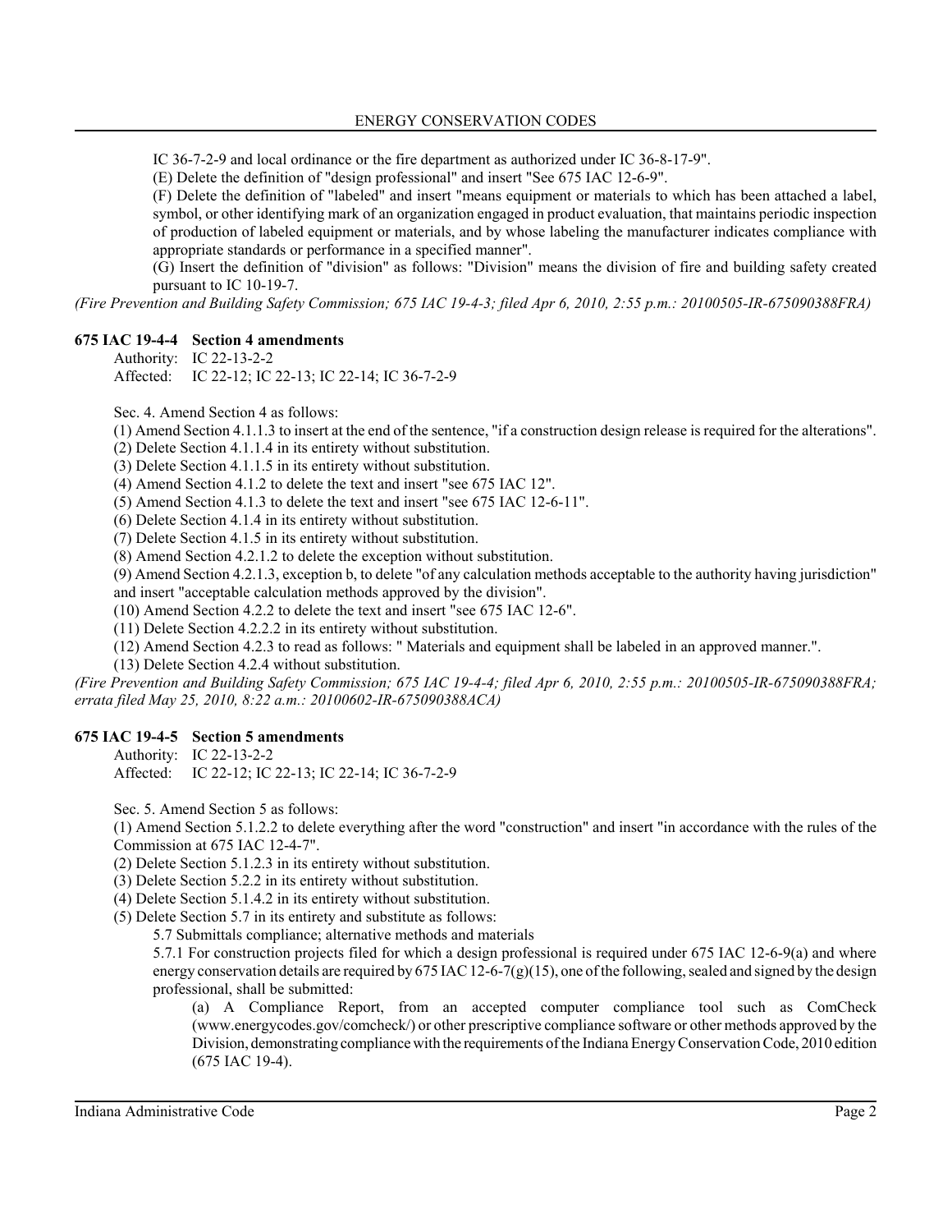IC 36-7-2-9 and local ordinance or the fire department as authorized under IC 36-8-17-9".

(E) Delete the definition of "design professional" and insert "See 675 IAC 12-6-9".

(F) Delete the definition of "labeled" and insert "means equipment or materials to which has been attached a label, symbol, or other identifying mark of an organization engaged in product evaluation, that maintains periodic inspection of production of labeled equipment or materials, and by whose labeling the manufacturer indicates compliance with appropriate standards or performance in a specified manner".

(G) Insert the definition of "division" as follows: "Division" means the division of fire and building safety created pursuant to IC 10-19-7.

*(Fire Prevention and Building Safety Commission; 675 IAC 19-4-3; filed Apr 6, 2010, 2:55 p.m.: 20100505-IR-675090388FRA)*

### 675 IAC 19-4-4 Section 4 amendments

Authority: IC 22-13-2-2
Affected: IC 22-12; IC 22-13; IC 22-14; IC 36-7-2-9

Sec. 4. Amend Section 4 as follows:

(1) Amend Section 4.1.1.3 to insert at the end of the sentence, "if a construction design release is required for the alterations".

(2) Delete Section 4.1.1.4 in its entirety without substitution.

(3) Delete Section 4.1.1.5 in its entirety without substitution.

(4) Amend Section 4.1.2 to delete the text and insert "see 675 IAC 12".

(5) Amend Section 4.1.3 to delete the text and insert "see 675 IAC 12-6-11".

(6) Delete Section 4.1.4 in its entirety without substitution.

(7) Delete Section 4.1.5 in its entirety without substitution.

(8) Amend Section 4.2.1.2 to delete the exception without substitution.

(9) Amend Section 4.2.1.3, exception b, to delete "of any calculation methods acceptable to the authority having jurisdiction" and insert "acceptable calculation methods approved by the division".

(10) Amend Section 4.2.2 to delete the text and insert "see 675 IAC 12-6".

(11) Delete Section 4.2.2.2 in its entirety without substitution.

(12) Amend Section 4.2.3 to read as follows: " Materials and equipment shall be labeled in an approved manner.".

(13) Delete Section 4.2.4 without substitution.

*(Fire Prevention and Building Safety Commission; 675 IAC 19-4-4; filed Apr 6, 2010, 2:55 p.m.: 20100505-IR-675090388FRA; errata filed May 25, 2010, 8:22 a.m.: 20100602-IR-675090388ACA)*

### 675 IAC 19-4-5 Section 5 amendments

Authority: IC 22-13-2-2
Affected: IC 22-12; IC 22-13; IC 22-14; IC 36-7-2-9

Sec. 5. Amend Section 5 as follows:

(1) Amend Section 5.1.2.2 to delete everything after the word "construction" and insert "in accordance with the rules of the Commission at 675 IAC 12-4-7".

(2) Delete Section 5.1.2.3 in its entirety without substitution.

(3) Delete Section 5.2.2 in its entirety without substitution.

(4) Delete Section 5.1.4.2 in its entirety without substitution.

(5) Delete Section 5.7 in its entirety and substitute as follows:

5.7 Submittals compliance; alternative methods and materials

5.7.1 For construction projects filed for which a design professional is required under 675 IAC 12-6-9(a) and where energy conservation details are required by 675 IAC 12-6-7(g)(15), one of the following, sealed and signed by the design professional, shall be submitted:

(a) A Compliance Report, from an accepted computer compliance tool such as ComCheck (www.energycodes.gov/comcheck/) or other prescriptive compliance software or other methods approved by the Division, demonstrating compliance with the requirements of the Indiana Energy Conservation Code, 2010 edition (675 IAC 19-4).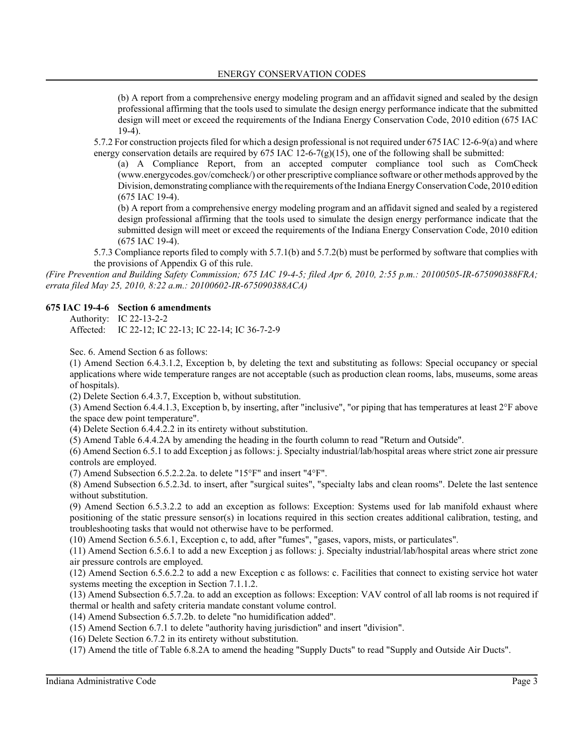(b) A report from a comprehensive energy modeling program and an affidavit signed and sealed by the design professional affirming that the tools used to simulate the design energy performance indicate that the submitted design will meet or exceed the requirements of the Indiana Energy Conservation Code, 2010 edition (675 IAC 19-4).

5.7.2 For construction projects filed for which a design professional is not required under 675 IAC 12-6-9(a) and where energy conservation details are required by 675 IAC 12-6-7(g)(15), one of the following shall be submitted:

(a) A Compliance Report, from an accepted computer compliance tool such as ComCheck (www.energycodes.gov/comcheck/) or other prescriptive compliance software or other methods approved by the Division, demonstrating compliance with the requirements of the Indiana Energy Conservation Code, 2010 edition (675 IAC 19-4).

(b) A report from a comprehensive energy modeling program and an affidavit signed and sealed by a registered design professional affirming that the tools used to simulate the design energy performance indicate that the submitted design will meet or exceed the requirements of the Indiana Energy Conservation Code, 2010 edition (675 IAC 19-4).

5.7.3 Compliance reports filed to comply with 5.7.1(b) and 5.7.2(b) must be performed by software that complies with the provisions of Appendix G of this rule.

*(Fire Prevention and Building Safety Commission; 675 IAC 19-4-5; filed Apr 6, 2010, 2:55 p.m.: 20100505-IR-675090388FRA; errata filed May 25, 2010, 8:22 a.m.: 20100602-IR-675090388ACA)*

**675 IAC 19-4-6 Section 6 amendments**

Authority: IC 22-13-2-2
Affected: IC 22-12; IC 22-13; IC 22-14; IC 36-7-2-9

Sec. 6. Amend Section 6 as follows:

(1) Amend Section 6.4.3.1.2, Exception b, by deleting the text and substituting as follows: Special occupancy or special applications where wide temperature ranges are not acceptable (such as production clean rooms, labs, museums, some areas of hospitals).

(2) Delete Section 6.4.3.7, Exception b, without substitution.

(3) Amend Section 6.4.4.1.3, Exception b, by inserting, after "inclusive", "or piping that has temperatures at least 2°F above the space dew point temperature".

(4) Delete Section 6.4.4.2.2 in its entirety without substitution.

(5) Amend Table 6.4.4.2A by amending the heading in the fourth column to read "Return and Outside".

(6) Amend Section 6.5.1 to add Exception j as follows: j. Specialty industrial/lab/hospital areas where strict zone air pressure controls are employed.

(7) Amend Subsection 6.5.2.2.2a. to delete "15°F" and insert "4°F".

(8) Amend Subsection 6.5.2.3d. to insert, after "surgical suites", "specialty labs and clean rooms". Delete the last sentence without substitution.

(9) Amend Section 6.5.3.2.2 to add an exception as follows: Exception: Systems used for lab manifold exhaust where positioning of the static pressure sensor(s) in locations required in this section creates additional calibration, testing, and troubleshooting tasks that would not otherwise have to be performed.

(10) Amend Section 6.5.6.1, Exception c, to add, after "fumes", "gases, vapors, mists, or particulates".

(11) Amend Section 6.5.6.1 to add a new Exception j as follows: j. Specialty industrial/lab/hospital areas where strict zone air pressure controls are employed.

(12) Amend Section 6.5.6.2.2 to add a new Exception c as follows: c. Facilities that connect to existing service hot water systems meeting the exception in Section 7.1.1.2.

(13) Amend Subsection 6.5.7.2a. to add an exception as follows: Exception: VAV control of all lab rooms is not required if thermal or health and safety criteria mandate constant volume control.

(14) Amend Subsection 6.5.7.2b. to delete "no humidification added".

(15) Amend Section 6.7.1 to delete "authority having jurisdiction" and insert "division".

(16) Delete Section 6.7.2 in its entirety without substitution.

(17) Amend the title of Table 6.8.2A to amend the heading "Supply Ducts" to read "Supply and Outside Air Ducts".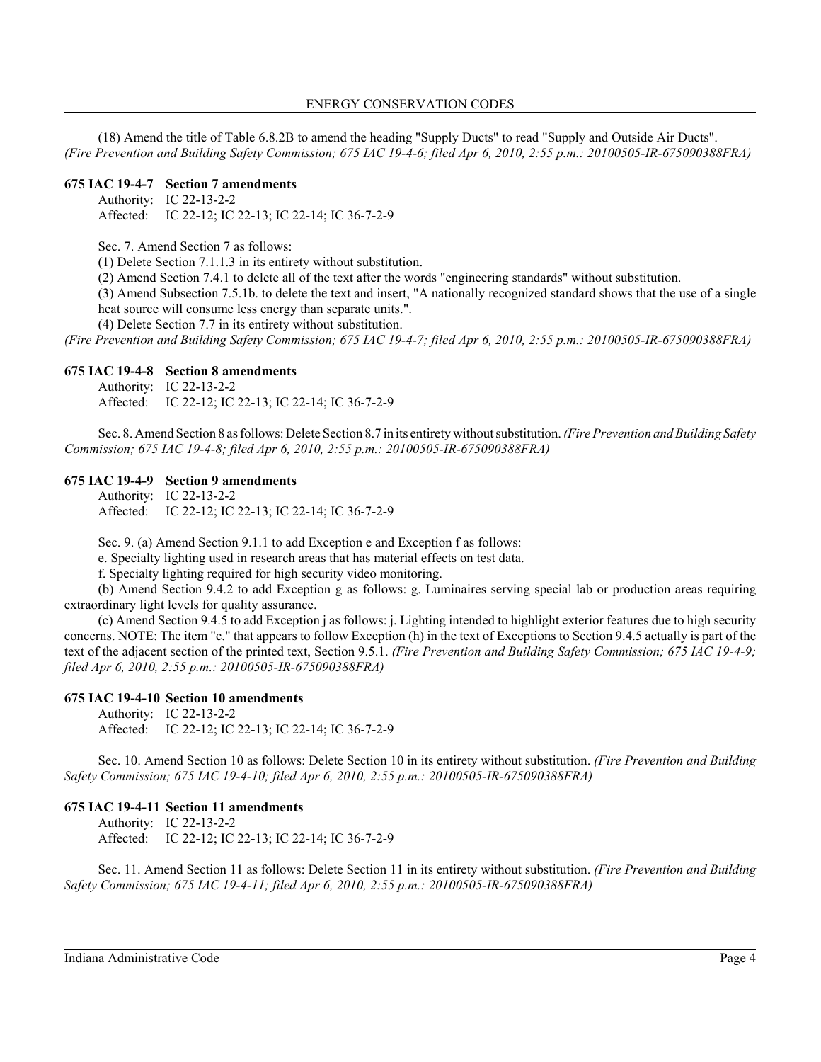(18) Amend the title of Table 6.8.2B to amend the heading "Supply Ducts" to read "Supply and Outside Air Ducts". *(Fire Prevention and Building Safety Commission; 675 IAC 19-4-6; filed Apr 6, 2010, 2:55 p.m.: 20100505-IR-675090388FRA)*

**675 IAC 19-4-7 Section 7 amendments**

Authority: IC 22-13-2-2
Affected: IC 22-12; IC 22-13; IC 22-14; IC 36-7-2-9

Sec. 7. Amend Section 7 as follows:
(1) Delete Section 7.1.1.3 in its entirety without substitution.
(2) Amend Section 7.4.1 to delete all of the text after the words "engineering standards" without substitution.
(3) Amend Subsection 7.5.1b. to delete the text and insert, "A nationally recognized standard shows that the use of a single heat source will consume less energy than separate units.".
(4) Delete Section 7.7 in its entirety without substitution.
*(Fire Prevention and Building Safety Commission; 675 IAC 19-4-7; filed Apr 6, 2010, 2:55 p.m.: 20100505-IR-675090388FRA)*

**675 IAC 19-4-8 Section 8 amendments**

Authority: IC 22-13-2-2
Affected: IC 22-12; IC 22-13; IC 22-14; IC 36-7-2-9

Sec. 8. Amend Section 8 as follows: Delete Section 8.7 in its entirety without substitution. *(Fire Prevention and Building Safety Commission; 675 IAC 19-4-8; filed Apr 6, 2010, 2:55 p.m.: 20100505-IR-675090388FRA)*

**675 IAC 19-4-9 Section 9 amendments**

Authority: IC 22-13-2-2
Affected: IC 22-12; IC 22-13; IC 22-14; IC 36-7-2-9

Sec. 9. (a) Amend Section 9.1.1 to add Exception e and Exception f as follows:
e. Specialty lighting used in research areas that has material effects on test data.
f. Specialty lighting required for high security video monitoring.

(b) Amend Section 9.4.2 to add Exception g as follows: g. Luminaires serving special lab or production areas requiring extraordinary light levels for quality assurance.

(c) Amend Section 9.4.5 to add Exception j as follows: j. Lighting intended to highlight exterior features due to high security concerns. NOTE: The item "c." that appears to follow Exception (h) in the text of Exceptions to Section 9.4.5 actually is part of the text of the adjacent section of the printed text, Section 9.5.1. *(Fire Prevention and Building Safety Commission; 675 IAC 19-4-9; filed Apr 6, 2010, 2:55 p.m.: 20100505-IR-675090388FRA)*

**675 IAC 19-4-10 Section 10 amendments**

Authority: IC 22-13-2-2
Affected: IC 22-12; IC 22-13; IC 22-14; IC 36-7-2-9

Sec. 10. Amend Section 10 as follows: Delete Section 10 in its entirety without substitution. *(Fire Prevention and Building Safety Commission; 675 IAC 19-4-10; filed Apr 6, 2010, 2:55 p.m.: 20100505-IR-675090388FRA)*

**675 IAC 19-4-11 Section 11 amendments**

Authority: IC 22-13-2-2
Affected: IC 22-12; IC 22-13; IC 22-14; IC 36-7-2-9

Sec. 11. Amend Section 11 as follows: Delete Section 11 in its entirety without substitution. *(Fire Prevention and Building Safety Commission; 675 IAC 19-4-11; filed Apr 6, 2010, 2:55 p.m.: 20100505-IR-675090388FRA)*